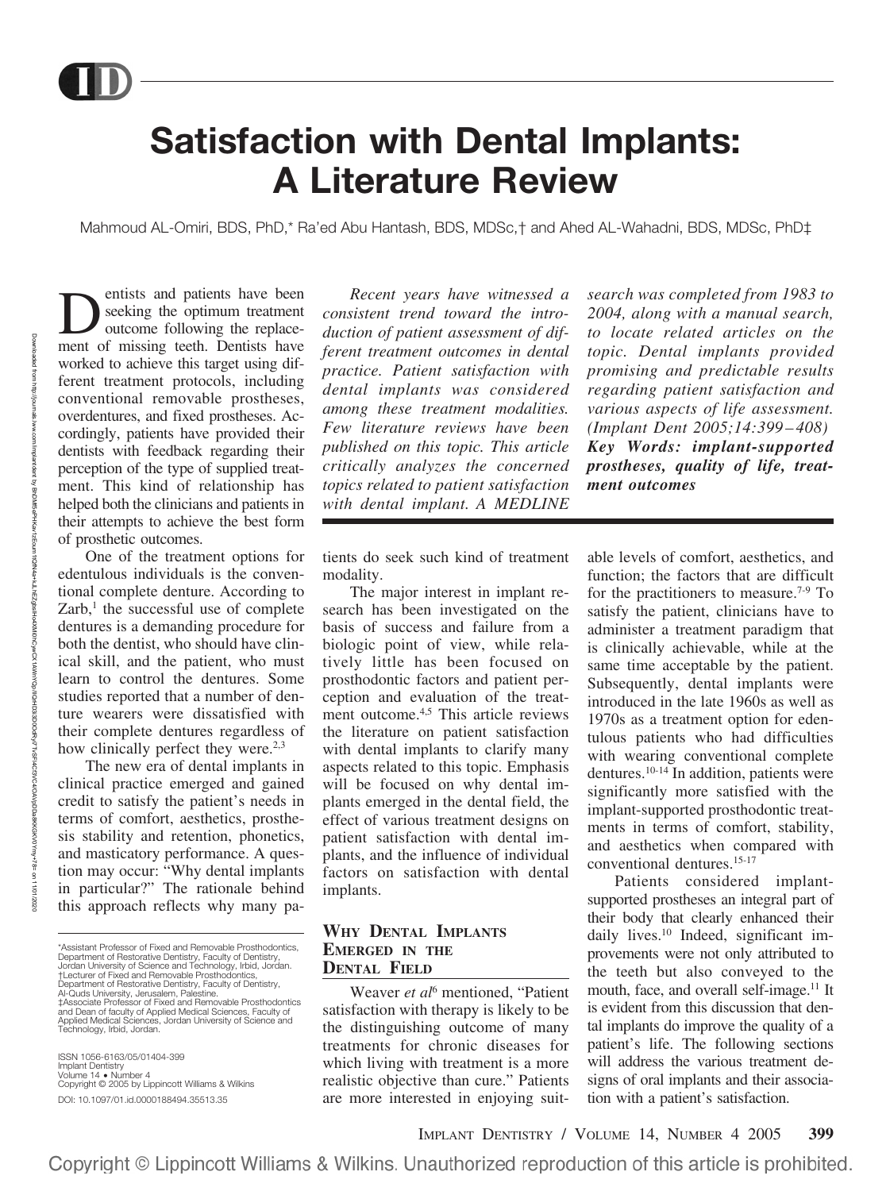# Satisfaction with Dental Implants: A Literature Review

Mahmoud AL-Omiri, BDS, PhD,* Ra'ed Abu Hantash, BDS, MDSc,† and Ahed AL-Wahadni, BDS, MDSc, PhD‡

*Recent years have witnessed a consistent trend toward the introduction of patient assessment of different treatment outcomes in dental practice. Patient satisfaction with dental implants was considered among these treatment modalities. Few literature reviews have been published on this topic. This article critically analyzes the concerned topics related to patient satisfaction with dental implant. A MEDLINE search was completed from 1983 to 2004, along with a manual search, to locate related articles on the topic. Dental implants provided promising and predictable results regarding patient satisfaction and various aspects of life assessment. (Implant Dent 2005;14:399–408)*

***Key Words: implant-supported prostheses, quality of life, treatment outcomes***

Dentists and patients have been seeking the optimum treatment outcome following the replacement of missing teeth. Dentists have worked to achieve this target using different treatment protocols, including conventional removable prostheses, overdentures, and fixed prostheses. Accordingly, patients have provided their dentists with feedback regarding their perception of the type of supplied treatment. This kind of relationship has helped both the clinicians and patients in their attempts to achieve the best form of prosthetic outcomes.

One of the treatment options for edentulous individuals is the conventional complete denture. According to Zarb,[1] the successful use of complete dentures is a demanding procedure for both the dentist, who should have clinical skill, and the patient, who must learn to control the dentures. Some studies reported that a number of denture wearers were dissatisfied with their complete dentures regardless of how clinically perfect they were.[2,3]

The new era of dental implants in clinical practice emerged and gained credit to satisfy the patient's needs in terms of comfort, aesthetics, prosthesis stability and retention, phonetics, and masticatory performance. A question may occur: "Why dental implants in particular?" The rationale behind this approach reflects why many patients do seek such kind of treatment modality.

The major interest in implant research has been investigated on the basis of success and failure from a biologic point of view, while relatively little has been focused on prosthodontic factors and patient perception and evaluation of the treatment outcome.[4,5] This article reviews the literature on patient satisfaction with dental implants to clarify many aspects related to this topic. Emphasis will be focused on why dental implants emerged in the dental field, the effect of various treatment designs on patient satisfaction with dental implants, and the influence of individual factors on satisfaction with dental implants.

## Why Dental Implants Emerged in the Dental Field

Weaver *et al*[6] mentioned, "Patient satisfaction with therapy is likely to be the distinguishing outcome of many treatments for chronic diseases for which living with treatment is a more realistic objective than cure." Patients are more interested in enjoying suitable levels of comfort, aesthetics, and function; the factors that are difficult for the practitioners to measure.[7-9] To satisfy the patient, clinicians have to administer a treatment paradigm that is clinically achievable, while at the same time acceptable by the patient. Subsequently, dental implants were introduced in the late 1960s as well as 1970s as a treatment option for edentulous patients who had difficulties with wearing conventional complete dentures.[10-14] In addition, patients were significantly more satisfied with the implant-supported prosthodontic treatments in terms of comfort, stability, and aesthetics when compared with conventional dentures.[15-17]

Patients considered implant-supported prostheses an integral part of their body that clearly enhanced their daily lives.[10] Indeed, significant improvements were not only attributed to the teeth but also conveyed to the mouth, face, and overall self-image.[11] It is evident from this discussion that dental implants do improve the quality of a patient's life. The following sections will address the various treatment designs of oral implants and their association with a patient's satisfaction.

*Assistant Professor of Fixed and Removable Prosthodontics, Department of Restorative Dentistry, Faculty of Dentistry, Jordan University of Science and Technology, Irbid, Jordan.
†Lecturer of Fixed and Removable Prosthodontics, Department of Restorative Dentistry, Faculty of Dentistry, Al-Quds University, Jerusalem, Palestine.
‡Associate Professor of Fixed and Removable Prosthodontics and Dean of faculty of Applied Medical Sciences, Faculty of Applied Medical Sciences, Jordan University of Science and Technology, Irbid, Jordan.

ISSN 1056-6163/05/01404-399
Implant Dentistry
Volume 14 • Number 4
Copyright © 2005 by Lippincott Williams & Wilkins
DOI: 10.1097/01.id.0000188494.35513.35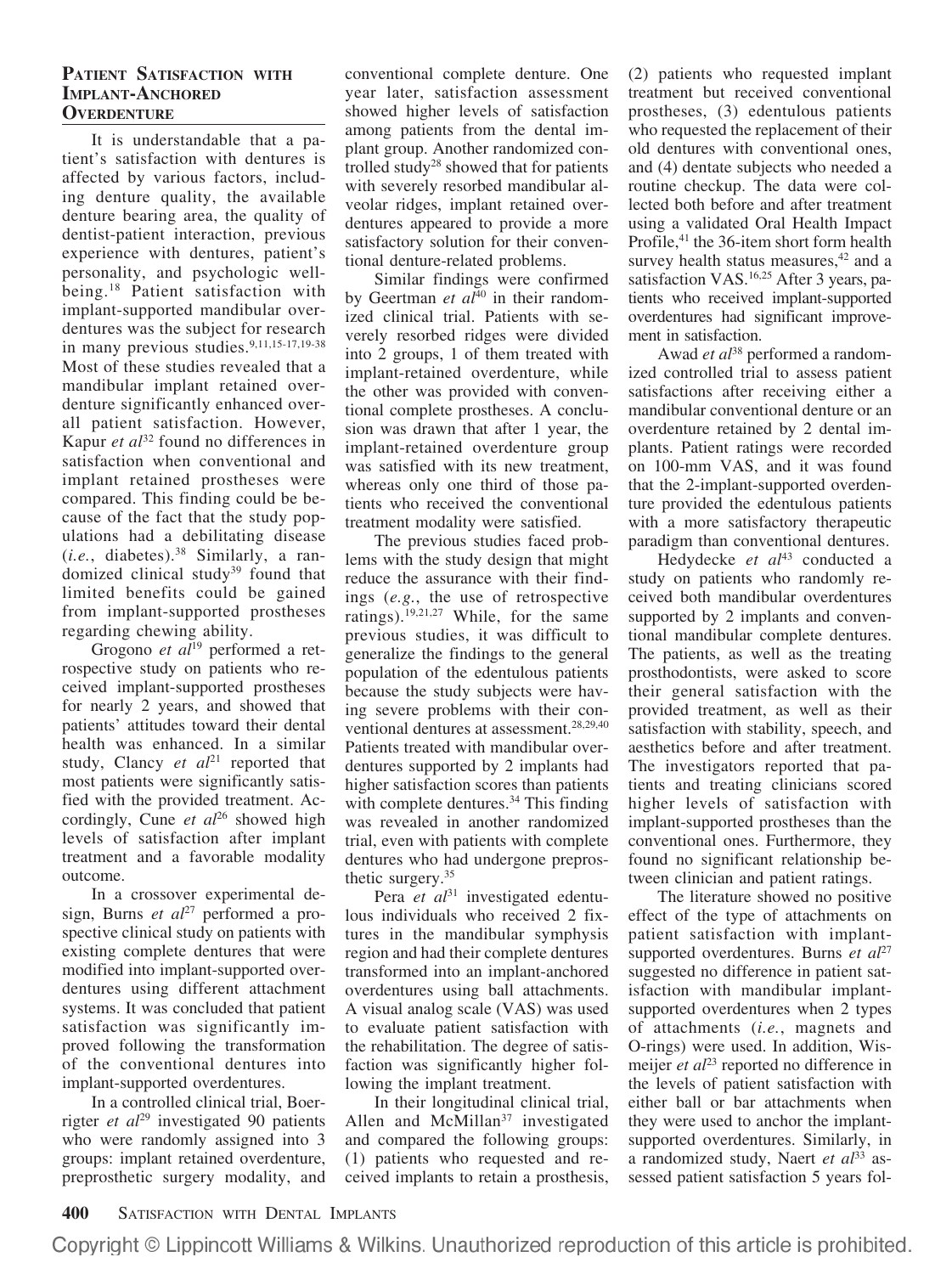## Patient Satisfaction with Implant-Anchored Overdenture

It is understandable that a patient's satisfaction with dentures is affected by various factors, including denture quality, the available denture bearing area, the quality of dentist-patient interaction, previous experience with dentures, patient's personality, and psychologic well-being.[18] Patient satisfaction with implant-supported mandibular overdentures was the subject for research in many previous studies.[9,11,15-17,19-38] Most of these studies revealed that a mandibular implant retained overdenture significantly enhanced overall patient satisfaction. However, Kapur *et al*[32] found no differences in satisfaction when conventional and implant retained prostheses were compared. This finding could be because of the fact that the study populations had a debilitating disease (*i.e.*, diabetes).[38] Similarly, a randomized clinical study[39] found that limited benefits could be gained from implant-supported prostheses regarding chewing ability.

Grogono *et al*[19] performed a retrospective study on patients who received implant-supported prostheses for nearly 2 years, and showed that patients' attitudes toward their dental health was enhanced. In a similar study, Clancy *et al*[21] reported that most patients were significantly satisfied with the provided treatment. Accordingly, Cune *et al*[26] showed high levels of satisfaction after implant treatment and a favorable modality outcome.

In a crossover experimental design, Burns *et al*[27] performed a prospective clinical study on patients with existing complete dentures that were modified into implant-supported overdentures using different attachment systems. It was concluded that patient satisfaction was significantly improved following the transformation of the conventional dentures into implant-supported overdentures.

In a controlled clinical trial, Boerrigter *et al*[29] investigated 90 patients who were randomly assigned into 3 groups: implant retained overdenture, preprosthetic surgery modality, and conventional complete denture. One year later, satisfaction assessment showed higher levels of satisfaction among patients from the dental implant group. Another randomized controlled study[28] showed that for patients with severely resorbed mandibular alveolar ridges, implant retained overdentures appeared to provide a more satisfactory solution for their conventional denture-related problems.

Similar findings were confirmed by Geertman *et al*[40] in their randomized clinical trial. Patients with severely resorbed ridges were divided into 2 groups, 1 of them treated with implant-retained overdenture, while the other was provided with conventional complete prostheses. A conclusion was drawn that after 1 year, the implant-retained overdenture group was satisfied with its new treatment, whereas only one third of those patients who received the conventional treatment modality were satisfied.

The previous studies faced problems with the study design that might reduce the assurance with their findings (*e.g.*, the use of retrospective ratings).[19,21,27] While, for the same previous studies, it was difficult to generalize the findings to the general population of the edentulous patients because the study subjects were having severe problems with their conventional dentures at assessment.[28,29,40] Patients treated with mandibular overdentures supported by 2 implants had higher satisfaction scores than patients with complete dentures.[34] This finding was revealed in another randomized trial, even with patients with complete dentures who had undergone preprosthetic surgery.[35]

Pera *et al*[31] investigated edentulous individuals who received 2 fixtures in the mandibular symphysis region and had their complete dentures transformed into an implant-anchored overdentures using ball attachments. A visual analog scale (VAS) was used to evaluate patient satisfaction with the rehabilitation. The degree of satisfaction was significantly higher following the implant treatment.

In their longitudinal clinical trial, Allen and McMillan[37] investigated and compared the following groups: (1) patients who requested and received implants to retain a prosthesis, (2) patients who requested implant treatment but received conventional prostheses, (3) edentulous patients who requested the replacement of their old dentures with conventional ones, and (4) dentate subjects who needed a routine checkup. The data were collected both before and after treatment using a validated Oral Health Impact Profile,[41] the 36-item short form health survey health status measures,[42] and a satisfaction VAS.[16,25] After 3 years, patients who received implant-supported overdentures had significant improvement in satisfaction.

Awad *et al*[38] performed a randomized controlled trial to assess patient satisfactions after receiving either a mandibular conventional denture or an overdenture retained by 2 dental implants. Patient ratings were recorded on 100-mm VAS, and it was found that the 2-implant-supported overdenture provided the edentulous patients with a more satisfactory therapeutic paradigm than conventional dentures.

Hedydecke *et al*[43] conducted a study on patients who randomly received both mandibular overdentures supported by 2 implants and conventional mandibular complete dentures. The patients, as well as the treating prosthodontists, were asked to score their general satisfaction with the provided treatment, as well as their satisfaction with stability, speech, and aesthetics before and after treatment. The investigators reported that patients and treating clinicians scored higher levels of satisfaction with implant-supported prostheses than the conventional ones. Furthermore, they found no significant relationship between clinician and patient ratings.

The literature showed no positive effect of the type of attachments on patient satisfaction with implant-supported overdentures. Burns *et al*[27] suggested no difference in patient satisfaction with mandibular implant-supported overdentures when 2 types of attachments (*i.e.*, magnets and O-rings) were used. In addition, Wismeijer *et al*[23] reported no difference in the levels of patient satisfaction with either ball or bar attachments when they were used to anchor the implant-supported overdentures. Similarly, in a randomized study, Naert *et al*[33] assessed patient satisfaction 5 years fol-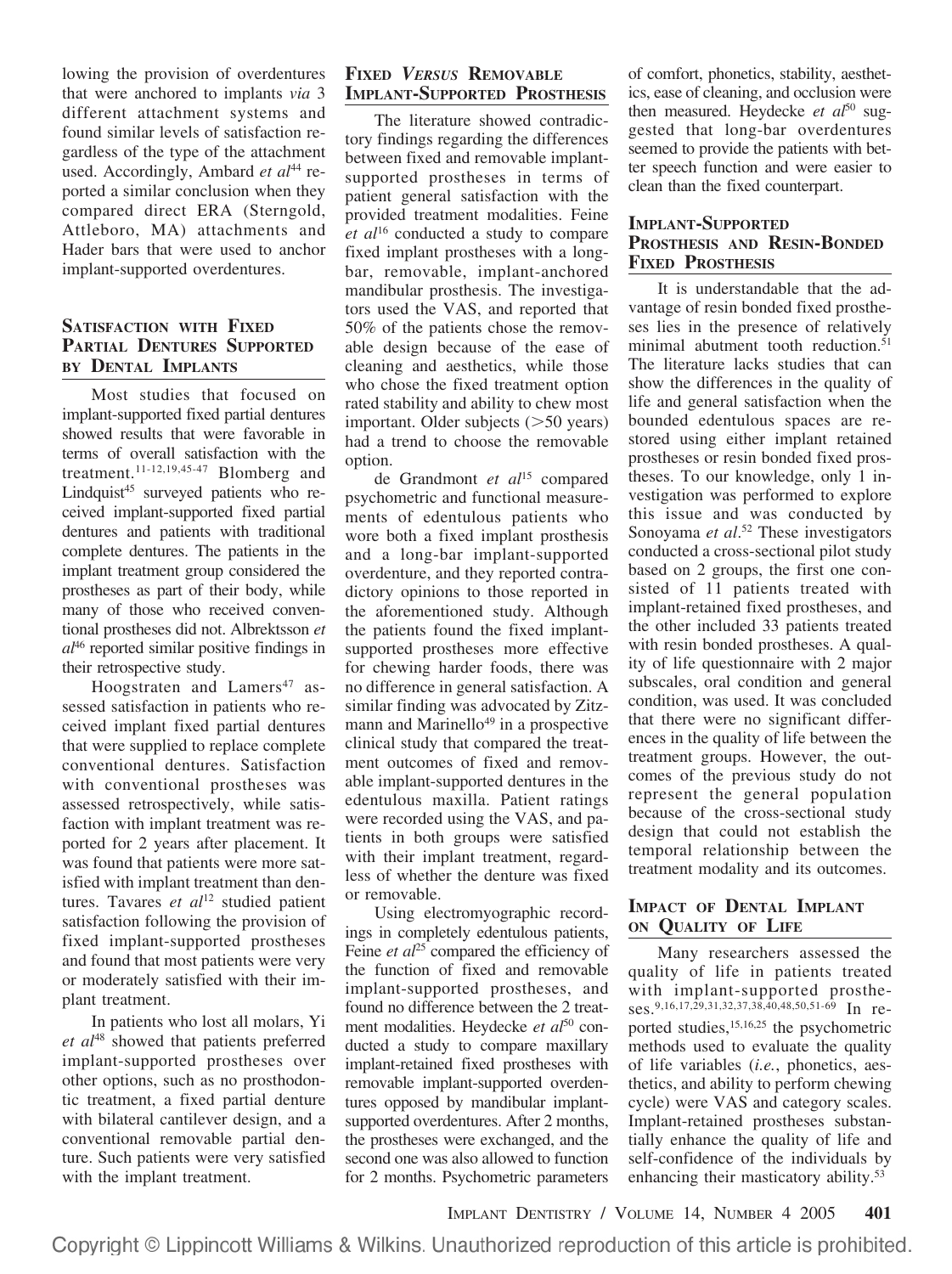lowing the provision of overdentures that were anchored to implants *via* 3 different attachment systems and found similar levels of satisfaction regardless of the type of the attachment used. Accordingly, Ambard *et al*[44] reported a similar conclusion when they compared direct ERA (Sterngold, Attleboro, MA) attachments and Hader bars that were used to anchor implant-supported overdentures.

## Satisfaction with Fixed Partial Dentures Supported by Dental Implants

Most studies that focused on implant-supported fixed partial dentures showed results that were favorable in terms of overall satisfaction with the treatment.[11-12,19,45-47] Blomberg and Lindquist[45] surveyed patients who received implant-supported fixed partial dentures and patients with traditional complete dentures. The patients in the implant treatment group considered the prostheses as part of their body, while many of those who received conventional prostheses did not. Albrektsson *et al*[46] reported similar positive findings in their retrospective study.

Hoogstraten and Lamers[47] assessed satisfaction in patients who received implant fixed partial dentures that were supplied to replace complete conventional dentures. Satisfaction with conventional prostheses was assessed retrospectively, while satisfaction with implant treatment was reported for 2 years after placement. It was found that patients were more satisfied with implant treatment than dentures. Tavares *et al*[12] studied patient satisfaction following the provision of fixed implant-supported prostheses and found that most patients were very or moderately satisfied with their implant treatment.

In patients who lost all molars, Yi *et al*[48] showed that patients preferred implant-supported prostheses over other options, such as no prosthodontic treatment, a fixed partial denture with bilateral cantilever design, and a conventional removable partial denture. Such patients were very satisfied with the implant treatment.

## Fixed *Versus* Removable Implant-Supported Prosthesis

The literature showed contradictory findings regarding the differences between fixed and removable implant-supported prostheses in terms of patient general satisfaction with the provided treatment modalities. Feine *et al*[16] conducted a study to compare fixed implant prostheses with a long-bar, removable, implant-anchored mandibular prosthesis. The investigators used the VAS, and reported that 50% of the patients chose the removable design because of the ease of cleaning and aesthetics, while those who chose the fixed treatment option rated stability and ability to chew most important. Older subjects (>50 years) had a trend to choose the removable option.

de Grandmont *et al*[15] compared psychometric and functional measurements of edentulous patients who wore both a fixed implant prosthesis and a long-bar implant-supported overdenture, and they reported contradictory opinions to those reported in the aforementioned study. Although the patients found the fixed implant-supported prostheses more effective for chewing harder foods, there was no difference in general satisfaction. A similar finding was advocated by Zitzmann and Marinello[49] in a prospective clinical study that compared the treatment outcomes of fixed and removable implant-supported dentures in the edentulous maxilla. Patient ratings were recorded using the VAS, and patients in both groups were satisfied with their implant treatment, regardless of whether the denture was fixed or removable.

Using electromyographic recordings in completely edentulous patients, Feine *et al*[25] compared the efficiency of the function of fixed and removable implant-supported prostheses, and found no difference between the 2 treatment modalities. Heydecke *et al*[50] conducted a study to compare maxillary implant-retained fixed prostheses with removable implant-supported overdentures opposed by mandibular implant-supported overdentures. After 2 months, the prostheses were exchanged, and the second one was also allowed to function for 2 months. Psychometric parameters of comfort, phonetics, stability, aesthetics, ease of cleaning, and occlusion were then measured. Heydecke *et al*[50] suggested that long-bar overdentures seemed to provide the patients with better speech function and were easier to clean than the fixed counterpart.

## Implant-Supported Prosthesis and Resin-Bonded Fixed Prosthesis

It is understandable that the advantage of resin bonded fixed prostheses lies in the presence of relatively minimal abutment tooth reduction.[51] The literature lacks studies that can show the differences in the quality of life and general satisfaction when the bounded edentulous spaces are restored using either implant retained prostheses or resin bonded fixed prostheses. To our knowledge, only 1 investigation was performed to explore this issue and was conducted by Sonoyama *et al*.[52] These investigators conducted a cross-sectional pilot study based on 2 groups, the first one consisted of 11 patients treated with implant-retained fixed prostheses, and the other included 33 patients treated with resin bonded prostheses. A quality of life questionnaire with 2 major subscales, oral condition and general condition, was used. It was concluded that there were no significant differences in the quality of life between the treatment groups. However, the outcomes of the previous study do not represent the general population because of the cross-sectional study design that could not establish the temporal relationship between the treatment modality and its outcomes.

## Impact of Dental Implant on Quality of Life

Many researchers assessed the quality of life in patients treated with implant-supported prostheses.[9,16,17,29,31,32,37,38,40,48,50,51-69] In reported studies,[15,16,25] the psychometric methods used to evaluate the quality of life variables (*i.e.*, phonetics, aesthetics, and ability to perform chewing cycle) were VAS and category scales. Implant-retained prostheses substantially enhance the quality of life and self-confidence of the individuals by enhancing their masticatory ability.[53]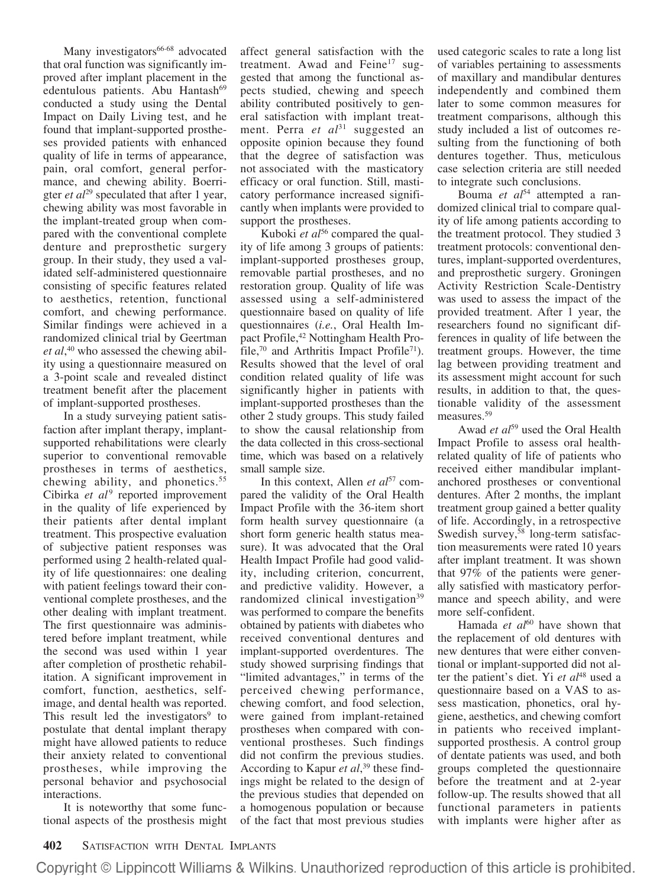Many investigators[66-68] advocated that oral function was significantly improved after implant placement in the edentulous patients. Abu Hantash[69] conducted a study using the Dental Impact on Daily Living test, and he found that implant-supported prostheses provided patients with enhanced quality of life in terms of appearance, pain, oral comfort, general performance, and chewing ability. Boerrigter *et al*[29] speculated that after 1 year, chewing ability was most favorable in the implant-treated group when compared with the conventional complete denture and preprosthetic surgery group. In their study, they used a validated self-administered questionnaire consisting of specific features related to aesthetics, retention, functional comfort, and chewing performance. Similar findings were achieved in a randomized clinical trial by Geertman *et al*,[40] who assessed the chewing ability using a questionnaire measured on a 3-point scale and revealed distinct treatment benefit after the placement of implant-supported prostheses.

In a study surveying patient satisfaction after implant therapy, implant-supported rehabilitations were clearly superior to conventional removable prostheses in terms of aesthetics, chewing ability, and phonetics.[55] Cibirka *et al*[9] reported improvement in the quality of life experienced by their patients after dental implant treatment. This prospective evaluation of subjective patient responses was performed using 2 health-related quality of life questionnaires: one dealing with patient feelings toward their conventional complete prostheses, and the other dealing with implant treatment. The first questionnaire was administered before implant treatment, while the second was used within 1 year after completion of prosthetic rehabilitation. A significant improvement in comfort, function, aesthetics, self-image, and dental health was reported. This result led the investigators[9] to postulate that dental implant therapy might have allowed patients to reduce their anxiety related to conventional prostheses, while improving the personal behavior and psychosocial interactions.

It is noteworthy that some functional aspects of the prosthesis might affect general satisfaction with the treatment. Awad and Feine[17] suggested that among the functional aspects studied, chewing and speech ability contributed positively to general satisfaction with implant treatment. Perra *et al*[31] suggested an opposite opinion because they found that the degree of satisfaction was not associated with the masticatory efficacy or oral function. Still, masticatory performance increased significantly when implants were provided to support the prostheses.

Kuboki *et al*[56] compared the quality of life among 3 groups of patients: implant-supported prostheses group, removable partial prostheses, and no restoration group. Quality of life was assessed using a self-administered questionnaire based on quality of life questionnaires (*i.e.*, Oral Health Impact Profile,[42] Nottingham Health Profile,[70] and Arthritis Impact Profile[71]). Results showed that the level of oral condition related quality of life was significantly higher in patients with implant-supported prostheses than the other 2 study groups. This study failed to show the causal relationship from the data collected in this cross-sectional time, which was based on a relatively small sample size.

In this context, Allen *et al*[57] compared the validity of the Oral Health Impact Profile with the 36-item short form health survey questionnaire (a short form generic health status measure). It was advocated that the Oral Health Impact Profile had good validity, including criterion, concurrent, and predictive validity. However, a randomized clinical investigation[39] was performed to compare the benefits obtained by patients with diabetes who received conventional dentures and implant-supported overdentures. The study showed surprising findings that "limited advantages," in terms of the perceived chewing performance, chewing comfort, and food selection, were gained from implant-retained prostheses when compared with conventional prostheses. Such findings did not confirm the previous studies. According to Kapur *et al*,[39] these findings might be related to the design of the previous studies that depended on a homogenous population or because of the fact that most previous studies used categoric scales to rate a long list of variables pertaining to assessments of maxillary and mandibular dentures independently and combined them later to some common measures for treatment comparisons, although this study included a list of outcomes resulting from the functioning of both dentures together. Thus, meticulous case selection criteria are still needed to integrate such conclusions.

Bouma *et al*[54] attempted a randomized clinical trial to compare quality of life among patients according to the treatment protocol. They studied 3 treatment protocols: conventional dentures, implant-supported overdentures, and preprosthetic surgery. Groningen Activity Restriction Scale-Dentistry was used to assess the impact of the provided treatment. After 1 year, the researchers found no significant differences in quality of life between the treatment groups. However, the time lag between providing treatment and its assessment might account for such results, in addition to that, the questionable validity of the assessment measures.[59]

Awad *et al*[59] used the Oral Health Impact Profile to assess oral health-related quality of life of patients who received either mandibular implant-anchored prostheses or conventional dentures. After 2 months, the implant treatment group gained a better quality of life. Accordingly, in a retrospective Swedish survey,[58] long-term satisfaction measurements were rated 10 years after implant treatment. It was shown that 97% of the patients were generally satisfied with masticatory performance and speech ability, and were more self-confident.

Hamada *et al*[60] have shown that the replacement of old dentures with new dentures that were either conventional or implant-supported did not alter the patient's diet. Yi *et al*[48] used a questionnaire based on a VAS to assess mastication, phonetics, oral hygiene, aesthetics, and chewing comfort in patients who received implant-supported prosthesis. A control group of dentate patients was used, and both groups completed the questionnaire before the treatment and at 2-year follow-up. The results showed that all functional parameters in patients with implants were higher after as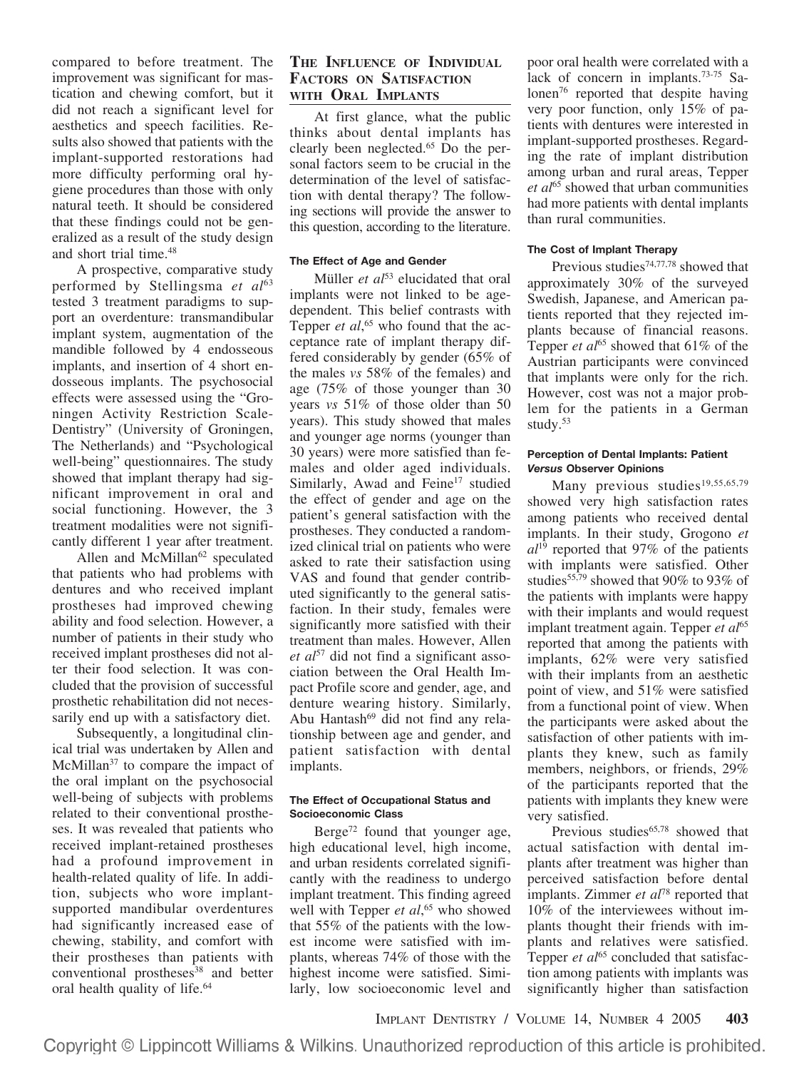compared to before treatment. The improvement was significant for mastication and chewing comfort, but it did not reach a significant level for aesthetics and speech facilities. Results also showed that patients with the implant-supported restorations had more difficulty performing oral hygiene procedures than those with only natural teeth. It should be considered that these findings could not be generalized as a result of the study design and short trial time.[48]

A prospective, comparative study performed by Stellingsma *et al*[63] tested 3 treatment paradigms to support an overdenture: transmandibular implant system, augmentation of the mandible followed by 4 endosseous implants, and insertion of 4 short endosseous implants. The psychosocial effects were assessed using the "Groningen Activity Restriction Scale-Dentistry" (University of Groningen, The Netherlands) and "Psychological well-being" questionnaires. The study showed that implant therapy had significant improvement in oral and social functioning. However, the 3 treatment modalities were not significantly different 1 year after treatment.

Allen and McMillan[62] speculated that patients who had problems with dentures and who received implant prostheses had improved chewing ability and food selection. However, a number of patients in their study who received implant prostheses did not alter their food selection. It was concluded that the provision of successful prosthetic rehabilitation did not necessarily end up with a satisfactory diet.

Subsequently, a longitudinal clinical trial was undertaken by Allen and McMillan[37] to compare the impact of the oral implant on the psychosocial well-being of subjects with problems related to their conventional prostheses. It was revealed that patients who received implant-retained prostheses had a profound improvement in health-related quality of life. In addition, subjects who wore implant-supported mandibular overdentures had significantly increased ease of chewing, stability, and comfort with their prostheses than patients with conventional prostheses[38] and better oral health quality of life.[64]

## The Influence of Individual Factors on Satisfaction with Oral Implants

At first glance, what the public thinks about dental implants has clearly been neglected.[65] Do the personal factors seem to be crucial in the determination of the level of satisfaction with dental therapy? The following sections will provide the answer to this question, according to the literature.

#### The Effect of Age and Gender

Müller *et al*[53] elucidated that oral implants were not linked to be age-dependent. This belief contrasts with Tepper *et al*,[65] who found that the acceptance rate of implant therapy differed considerably by gender (65% of the males *vs* 58% of the females) and age (75% of those younger than 30 years *vs* 51% of those older than 50 years). This study showed that males and younger age norms (younger than 30 years) were more satisfied than females and older aged individuals. Similarly, Awad and Feine[17] studied the effect of gender and age on the patient's general satisfaction with the prostheses. They conducted a randomized clinical trial on patients who were asked to rate their satisfaction using VAS and found that gender contributed significantly to the general satisfaction. In their study, females were significantly more satisfied with their treatment than males. However, Allen *et al*[57] did not find a significant association between the Oral Health Impact Profile score and gender, age, and denture wearing history. Similarly, Abu Hantash[69] did not find any relationship between age and gender, and patient satisfaction with dental implants.

#### The Effect of Occupational Status and Socioeconomic Class

Berge[72] found that younger age, high educational level, high income, and urban residents correlated significantly with the readiness to undergo implant treatment. This finding agreed well with Tepper *et al*,[65] who showed that 55% of the patients with the lowest income were satisfied with implants, whereas 74% of those with the highest income were satisfied. Similarly, low socioeconomic level and poor oral health were correlated with a lack of concern in implants.[73-75] Salonen[76] reported that despite having very poor function, only 15% of patients with dentures were interested in implant-supported prostheses. Regarding the rate of implant distribution among urban and rural areas, Tepper *et al*[65] showed that urban communities had more patients with dental implants than rural communities.

#### The Cost of Implant Therapy

Previous studies[74,77,78] showed that approximately 30% of the surveyed Swedish, Japanese, and American patients reported that they rejected implants because of financial reasons. Tepper *et al*[65] showed that 61% of the Austrian participants were convinced that implants were only for the rich. However, cost was not a major problem for the patients in a German study.[53]

#### Perception of Dental Implants: Patient *Versus* Observer Opinions

Many previous studies[19,55,65,79] showed very high satisfaction rates among patients who received dental implants. In their study, Grogono *et al*[19] reported that 97% of the patients with implants were satisfied. Other studies[55,79] showed that 90% to 93% of the patients with implants were happy with their implants and would request implant treatment again. Tepper *et al*[65] reported that among the patients with implants, 62% were very satisfied with their implants from an aesthetic point of view, and 51% were satisfied from a functional point of view. When the participants were asked about the satisfaction of other patients with implants they knew, such as family members, neighbors, or friends, 29% of the participants reported that the patients with implants they knew were very satisfied.

Previous studies[65,78] showed that actual satisfaction with dental implants after treatment was higher than perceived satisfaction before dental implants. Zimmer *et al*[78] reported that 10% of the interviewees without implants thought their friends with implants and relatives were satisfied. Tepper *et al*[65] concluded that satisfaction among patients with implants was significantly higher than satisfaction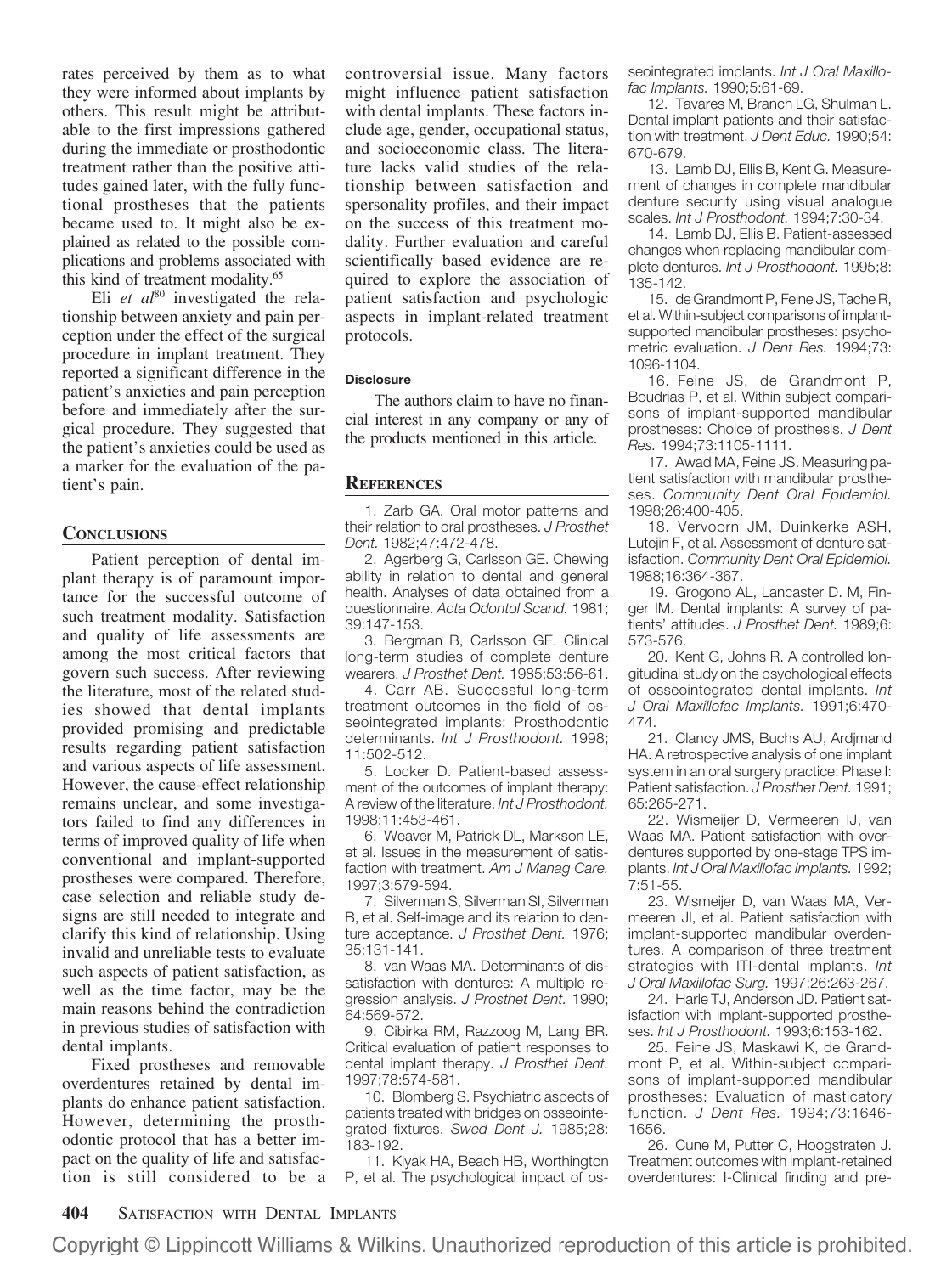rates perceived by them as to what they were informed about implants by others. This result might be attributable to the first impressions gathered during the immediate or prosthodontic treatment rather than the positive attitudes gained later, with the fully functional prostheses that the patients became used to. It might also be explained as related to the possible complications and problems associated with this kind of treatment modality.[65]

Eli *et al*[80] investigated the relationship between anxiety and pain perception under the effect of the surgical procedure in implant treatment. They reported a significant difference in the patient's anxieties and pain perception before and immediately after the surgical procedure. They suggested that the patient's anxieties could be used as a marker for the evaluation of the patient's pain.

## Conclusions

Patient perception of dental implant therapy is of paramount importance for the successful outcome of such treatment modality. Satisfaction and quality of life assessments are among the most critical factors that govern such success. After reviewing the literature, most of the related studies showed that dental implants provided promising and predictable results regarding patient satisfaction and various aspects of life assessment. However, the cause-effect relationship remains unclear, and some investigators failed to find any differences in terms of improved quality of life when conventional and implant-supported prostheses were compared. Therefore, case selection and reliable study designs are still needed to integrate and clarify this kind of relationship. Using invalid and unreliable tests to evaluate such aspects of patient satisfaction, as well as the time factor, may be the main reasons behind the contradiction in previous studies of satisfaction with dental implants.

Fixed prostheses and removable overdentures retained by dental implants do enhance patient satisfaction. However, determining the prosthodontic protocol that has a better impact on the quality of life and satisfaction is still considered to be a controversial issue. Many factors might influence patient satisfaction with dental implants. These factors include age, gender, occupational status, and socioeconomic class. The literature lacks valid studies of the relationship between satisfaction and spersonality profiles, and their impact on the success of this treatment modality. Further evaluation and careful scientifically based evidence are required to explore the association of patient satisfaction and psychologic aspects in implant-related treatment protocols.

#### Disclosure

The authors claim to have no financial interest in any company or any of the products mentioned in this article.

## References

1. Zarb GA. Oral motor patterns and their relation to oral prostheses. *J Prosthet Dent.* 1982;47:472-478.
2. Agerberg G, Carlsson GE. Chewing ability in relation to dental and general health. Analyses of data obtained from a questionnaire. *Acta Odontol Scand.* 1981; 39:147-153.
3. Bergman B, Carlsson GE. Clinical long-term studies of complete denture wearers. *J Prosthet Dent.* 1985;53:56-61.
4. Carr AB. Successful long-term treatment outcomes in the field of osseointegrated implants: Prosthodontic determinants. *Int J Prosthodont.* 1998; 11:502-512.
5. Locker D. Patient-based assessment of the outcomes of implant therapy: A review of the literature. *Int J Prosthodont.* 1998;11:453-461.
6. Weaver M, Patrick DL, Markson LE, et al. Issues in the measurement of satisfaction with treatment. *Am J Manag Care.* 1997;3:579-594.
7. Silverman S, Silverman SI, Silverman B, et al. Self-image and its relation to denture acceptance. *J Prosthet Dent.* 1976; 35:131-141.
8. van Waas MA. Determinants of dissatisfaction with dentures: A multiple regression analysis. *J Prosthet Dent.* 1990; 64:569-572.
9. Cibirka RM, Razzoog M, Lang BR. Critical evaluation of patient responses to dental implant therapy. *J Prosthet Dent.* 1997;78:574-581.
10. Blomberg S. Psychiatric aspects of patients treated with bridges on osseointegrated fixtures. *Swed Dent J.* 1985;28: 183-192.
11. Kiyak HA, Beach HB, Worthington P, et al. The psychological impact of osseointegrated implants. *Int J Oral Maxillofac Implants.* 1990;5:61-69.
12. Tavares M, Branch LG, Shulman L. Dental implant patients and their satisfaction with treatment. *J Dent Educ.* 1990;54: 670-679.
13. Lamb DJ, Ellis B, Kent G. Measurement of changes in complete mandibular denture security using visual analogue scales. *Int J Prosthodont.* 1994;7:30-34.
14. Lamb DJ, Ellis B. Patient-assessed changes when replacing mandibular complete dentures. *Int J Prosthodont.* 1995;8: 135-142.
15. de Grandmont P, Feine JS, Tache R, et al. Within-subject comparisons of implant-supported mandibular prostheses: psychometric evaluation. *J Dent Res.* 1994;73: 1096-1104.
16. Feine JS, de Grandmont P, Boudrias P, et al. Within subject comparisons of implant-supported mandibular prostheses: Choice of prosthesis. *J Dent Res.* 1994;73:1105-1111.
17. Awad MA, Feine JS. Measuring patient satisfaction with mandibular prostheses. *Community Dent Oral Epidemiol.* 1998;26:400-405.
18. Vervoorn JM, Duinkerke ASH, Lutejin F, et al. Assessment of denture satisfaction. *Community Dent Oral Epidemiol.* 1988;16:364-367.
19. Grogono AL, Lancaster D. M, Finger IM. Dental implants: A survey of patients' attitudes. *J Prosthet Dent.* 1989;6: 573-576.
20. Kent G, Johns R. A controlled longitudinal study on the psychological effects of osseointegrated dental implants. *Int J Oral Maxillofac Implants.* 1991;6:470-474.
21. Clancy JMS, Buchs AU, Ardjmand HA. A retrospective analysis of one implant system in an oral surgery practice. Phase I: Patient satisfaction. *J Prosthet Dent.* 1991; 65:265-271.
22. Wismeijer D, Vermeeren IJ, van Waas MA. Patient satisfaction with overdentures supported by one-stage TPS implants. *Int J Oral Maxillofac Implants.* 1992; 7:51-55.
23. Wismeijer D, van Waas MA, Vermeeren JI, et al. Patient satisfaction with implant-supported mandibular overdentures. A comparison of three treatment strategies with ITI-dental implants. *Int J Oral Maxillofac Surg.* 1997;26:263-267.
24. Harle TJ, Anderson JD. Patient satisfaction with implant-supported prostheses. *Int J Prosthodont.* 1993;6:153-162.
25. Feine JS, Maskawi K, de Grandmont P, et al. Within-subject comparisons of implant-supported mandibular prostheses: Evaluation of masticatory function. *J Dent Res.* 1994;73:1646-1656.
26. Cune M, Putter C, Hoogstraten J. Treatment outcomes with implant-retained overdentures: I-Clinical finding and pre-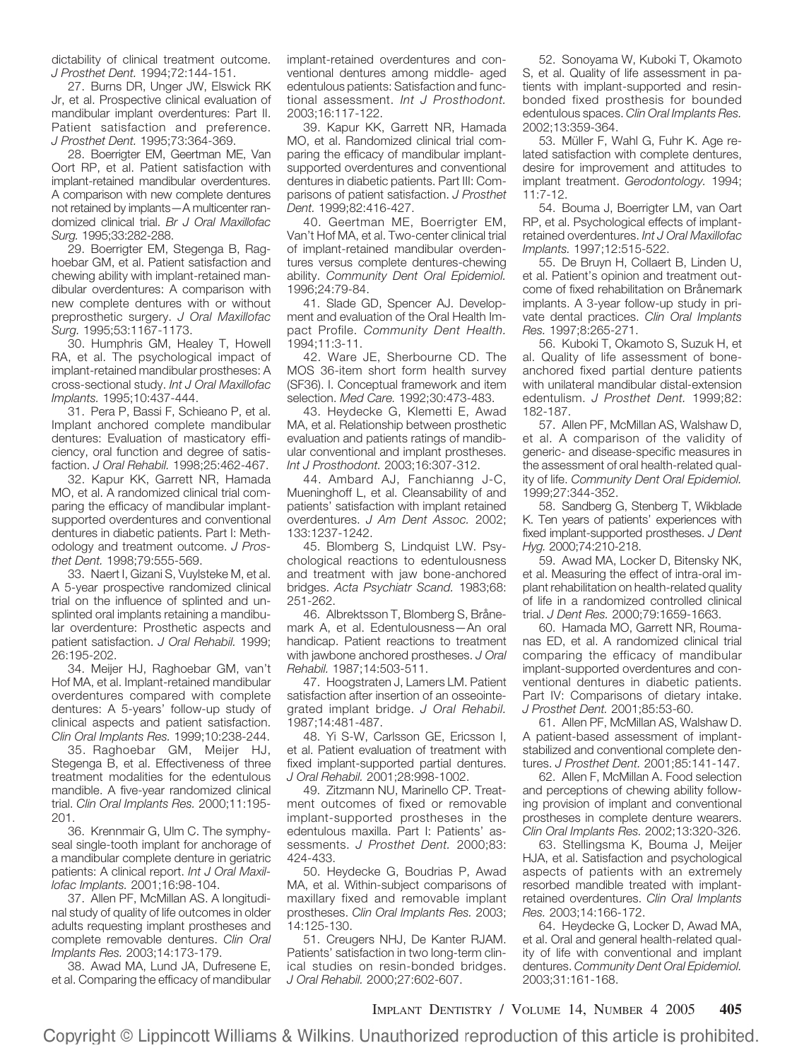dictability of clinical treatment outcome. *J Prosthet Dent.* 1994;72:144-151.

27. Burns DR, Unger JW, Elswick RK Jr, et al. Prospective clinical evaluation of mandibular implant overdentures: Part II. Patient satisfaction and preference. *J Prosthet Dent.* 1995;73:364-369.

28. Boerrigter EM, Geertman ME, Van Oort RP, et al. Patient satisfaction with implant-retained mandibular overdentures. A comparison with new complete dentures not retained by implants—A multicenter randomized clinical trial. *Br J Oral Maxillofac Surg.* 1995;33:282-288.

29. Boerrigter EM, Stegenga B, Raghoebar GM, et al. Patient satisfaction and chewing ability with implant-retained mandibular overdentures: A comparison with new complete dentures with or without preprosthetic surgery. *J Oral Maxillofac Surg.* 1995;53:1167-1173.

30. Humphris GM, Healey T, Howell RA, et al. The psychological impact of implant-retained mandibular prostheses: A cross-sectional study. *Int J Oral Maxillofac Implants.* 1995;10:437-444.

31. Pera P, Bassi F, Schieano P, et al. Implant anchored complete mandibular dentures: Evaluation of masticatory efficiency, oral function and degree of satisfaction. *J Oral Rehabil.* 1998;25:462-467.

32. Kapur KK, Garrett NR, Hamada MO, et al. A randomized clinical trial comparing the efficacy of mandibular implant-supported overdentures and conventional dentures in diabetic patients. Part I: Methodology and treatment outcome. *J Prosthet Dent.* 1998;79:555-569.

33. Naert I, Gizani S, Vuylsteke M, et al. A 5-year prospective randomized clinical trial on the influence of splinted and unsplinted oral implants retaining a mandibular overdenture: Prosthetic aspects and patient satisfaction. *J Oral Rehabil.* 1999;26:195-202.

34. Meijer HJ, Raghoebar GM, van't Hof MA, et al. Implant-retained mandibular overdentures compared with complete dentures: A 5-years' follow-up study of clinical aspects and patient satisfaction. *Clin Oral Implants Res.* 1999;10:238-244.

35. Raghoebar GM, Meijer HJ, Stegenga B, et al. Effectiveness of three treatment modalities for the edentulous mandible. A five-year randomized clinical trial. *Clin Oral Implants Res.* 2000;11:195-201.

36. Krennmair G, Ulm C. The symphyseal single-tooth implant for anchorage of a mandibular complete denture in geriatric patients: A clinical report. *Int J Oral Maxillofac Implants.* 2001;16:98-104.

37. Allen PF, McMillan AS. A longitudinal study of quality of life outcomes in older adults requesting implant prostheses and complete removable dentures. *Clin Oral Implants Res.* 2003;14:173-179.

38. Awad MA, Lund JA, Dufresene E, et al. Comparing the efficacy of mandibular implant-retained overdentures and conventional dentures among middle- aged edentulous patients: Satisfaction and functional assessment. *Int J Prosthodont.* 2003;16:117-122.

39. Kapur KK, Garrett NR, Hamada MO, et al. Randomized clinical trial comparing the efficacy of mandibular implant-supported overdentures and conventional dentures in diabetic patients. Part III: Comparisons of patient satisfaction. *J Prosthet Dent.* 1999;82:416-427.

40. Geertman ME, Boerrigter EM, Van't Hof MA, et al. Two-center clinical trial of implant-retained mandibular overdentures versus complete dentures-chewing ability. *Community Dent Oral Epidemiol.* 1996;24:79-84.

41. Slade GD, Spencer AJ. Development and evaluation of the Oral Health Impact Profile. *Community Dent Health.* 1994;11:3-11.

42. Ware JE, Sherbourne CD. The MOS 36-item short form health survey (SF36). I. Conceptual framework and item selection. *Med Care.* 1992;30:473-483.

43. Heydecke G, Klemetti E, Awad MA, et al. Relationship between prosthetic evaluation and patients ratings of mandibular conventional and implant prostheses. *Int J Prosthodont.* 2003;16:307-312.

44. Ambard AJ, Fanchianng J-C, Mueninghoff L, et al. Cleansability of and patients' satisfaction with implant retained overdentures. *J Am Dent Assoc.* 2002;133:1237-1242.

45. Blomberg S, Lindquist LW. Psychological reactions to edentulousness and treatment with jaw bone-anchored bridges. *Acta Psychiatr Scand.* 1983;68:251-262.

46. Albrektsson T, Blomberg S, Brånemark A, et al. Edentulousness—An oral handicap. Patient reactions to treatment with jawbone anchored prostheses. *J Oral Rehabil.* 1987;14:503-511.

47. Hoogstraten J, Lamers LM. Patient satisfaction after insertion of an osseointegrated implant bridge. *J Oral Rehabil.* 1987;14:481-487.

48. Yi S-W, Carlsson GE, Ericsson I, et al. Patient evaluation of treatment with fixed implant-supported partial dentures. *J Oral Rehabil.* 2001;28:998-1002.

49. Zitzmann NU, Marinello CP. Treatment outcomes of fixed or removable implant-supported prostheses in the edentulous maxilla. Part I: Patients' assessments. *J Prosthet Dent.* 2000;83:424-433.

50. Heydecke G, Boudrias P, Awad MA, et al. Within-subject comparisons of maxillary fixed and removable implant prostheses. *Clin Oral Implants Res.* 2003;14:125-130.

51. Creugers NHJ, De Kanter RJAM. Patients' satisfaction in two long-term clinical studies on resin-bonded bridges. *J Oral Rehabil.* 2000;27:602-607.

52. Sonoyama W, Kuboki T, Okamoto S, et al. Quality of life assessment in patients with implant-supported and resin-bonded fixed prosthesis for bounded edentulous spaces. *Clin Oral Implants Res.* 2002;13:359-364.

53. Müller F, Wahl G, Fuhr K. Age related satisfaction with complete dentures, desire for improvement and attitudes to implant treatment. *Gerodontology.* 1994;11:7-12.

54. Bouma J, Boerrigter LM, van Oart RP, et al. Psychological effects of implant-retained overdentures. *Int J Oral Maxillofac Implants.* 1997;12:515-522.

55. De Bruyn H, Collaert B, Linden U, et al. Patient's opinion and treatment outcome of fixed rehabilitation on Brånemark implants. A 3-year follow-up study in private dental practices. *Clin Oral Implants Res.* 1997;8:265-271.

56. Kuboki T, Okamoto S, Suzuk H, et al. Quality of life assessment of bone-anchored fixed partial denture patients with unilateral mandibular distal-extension edentulism. *J Prosthet Dent.* 1999;82:182-187.

57. Allen PF, McMillan AS, Walshaw D, et al. A comparison of the validity of generic- and disease-specific measures in the assessment of oral health-related quality of life. *Community Dent Oral Epidemiol.* 1999;27:344-352.

58. Sandberg G, Stenberg T, Wikblade K. Ten years of patients' experiences with fixed implant-supported prostheses. *J Dent Hyg.* 2000;74:210-218.

59. Awad MA, Locker D, Bitensky NK, et al. Measuring the effect of intra-oral implant rehabilitation on health-related quality of life in a randomized controlled clinical trial. *J Dent Res.* 2000;79:1659-1663.

60. Hamada MO, Garrett NR, Roumanas ED, et al. A randomized clinical trial comparing the efficacy of mandibular implant-supported overdentures and conventional dentures in diabetic patients. Part IV: Comparisons of dietary intake. *J Prosthet Dent.* 2001;85:53-60.

61. Allen PF, McMillan AS, Walshaw D. A patient-based assessment of implant-stabilized and conventional complete dentures. *J Prosthet Dent.* 2001;85:141-147.

62. Allen F, McMillan A. Food selection and perceptions of chewing ability following provision of implant and conventional prostheses in complete denture wearers. *Clin Oral Implants Res.* 2002;13:320-326.

63. Stellingsma K, Bouma J, Meijer HJA, et al. Satisfaction and psychological aspects of patients with an extremely resorbed mandible treated with implant-retained overdentures. *Clin Oral Implants Res.* 2003;14:166-172.

64. Heydecke G, Locker D, Awad MA, et al. Oral and general health-related quality of life with conventional and implant dentures. *Community Dent Oral Epidemiol.* 2003;31:161-168.

Copyright © Lippincott Williams & Wilkins. Unauthorized reproduction of this article is prohibited.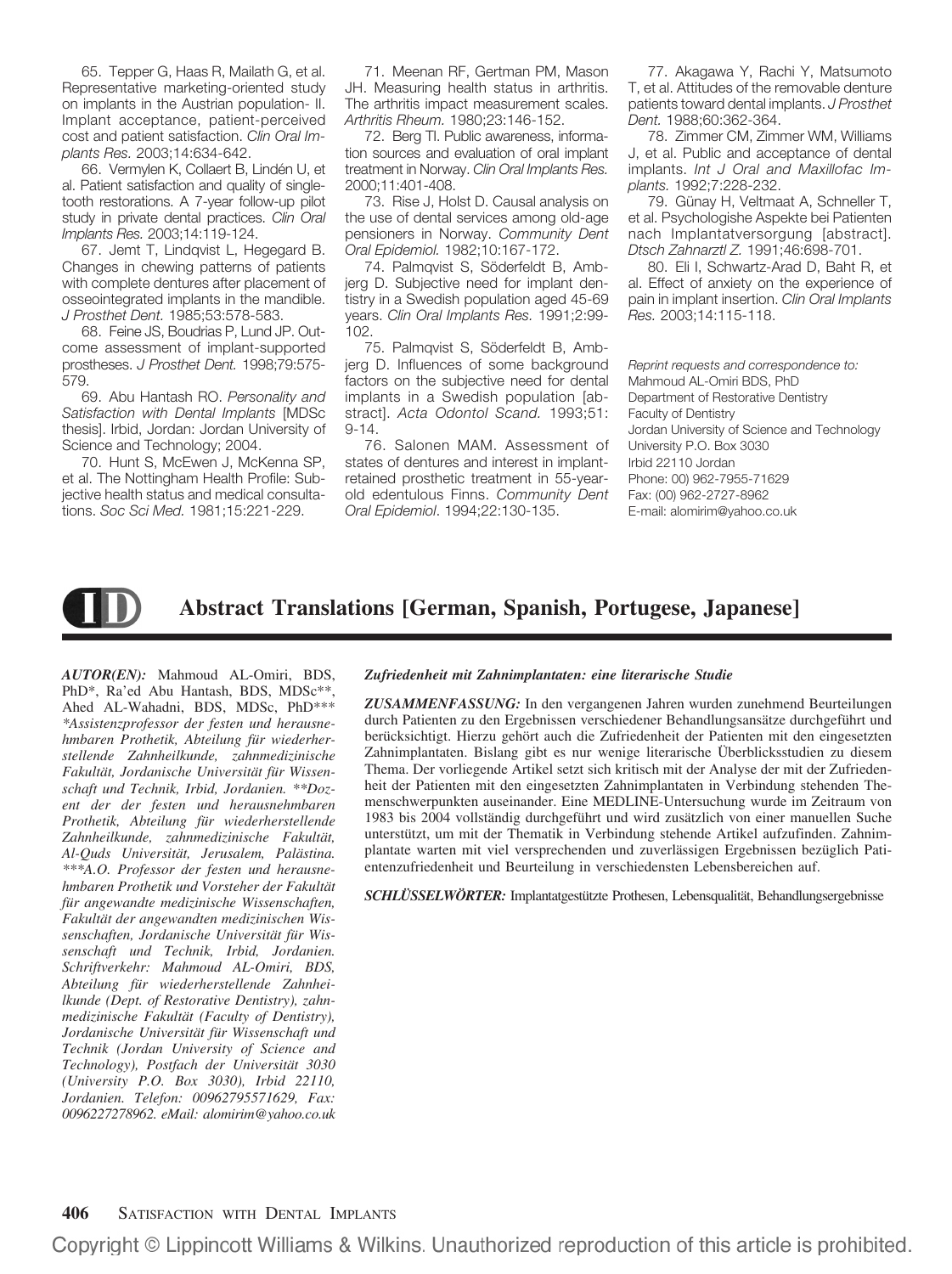65. Tepper G, Haas R, Mailath G, et al. Representative marketing-oriented study on implants in the Austrian population- II. Implant acceptance, patient-perceived cost and patient satisfaction. *Clin Oral Implants Res.* 2003;14:634-642.

66. Vermylen K, Collaert B, Lindén U, et al. Patient satisfaction and quality of single-tooth restorations. A 7-year follow-up pilot study in private dental practices. *Clin Oral Implants Res.* 2003;14:119-124.

67. Jemt T, Lindqvist L, Hegegard B. Changes in chewing patterns of patients with complete dentures after placement of osseointegrated implants in the mandible. *J Prosthet Dent.* 1985;53:578-583.

68. Feine JS, Boudrias P, Lund JP. Outcome assessment of implant-supported prostheses. *J Prosthet Dent.* 1998;79:575-579.

69. Abu Hantash RO. *Personality and Satisfaction with Dental Implants* [MDSc thesis]. Irbid, Jordan: Jordan University of Science and Technology; 2004.

70. Hunt S, McEwen J, McKenna SP, et al. The Nottingham Health Profile: Subjective health status and medical consultations. *Soc Sci Med.* 1981;15:221-229.

71. Meenan RF, Gertman PM, Mason JH. Measuring health status in arthritis. The arthritis impact measurement scales. *Arthritis Rheum.* 1980;23:146-152.

72. Berg TI. Public awareness, information sources and evaluation of oral implant treatment in Norway. *Clin Oral Implants Res.* 2000;11:401-408.

73. Rise J, Holst D. Causal analysis on the use of dental services among old-age pensioners in Norway. *Community Dent Oral Epidemiol.* 1982;10:167-172.

74. Palmqvist S, Söderfeldt B, Ambjerg D. Subjective need for implant dentistry in a Swedish population aged 45-69 years. *Clin Oral Implants Res.* 1991;2:99-102.

75. Palmqvist S, Söderfeldt B, Ambjerg D. Influences of some background factors on the subjective need for dental implants in a Swedish population [abstract]. *Acta Odontol Scand.* 1993;51:9-14.

76. Salonen MAM. Assessment of states of dentures and interest in implant-retained prosthetic treatment in 55-year-old edentulous Finns. *Community Dent Oral Epidemiol*. 1994;22:130-135.

77. Akagawa Y, Rachi Y, Matsumoto T, et al. Attitudes of the removable denture patients toward dental implants. *J Prosthet Dent.* 1988;60:362-364.

78. Zimmer CM, Zimmer WM, Williams J, et al. Public and acceptance of dental implants. *Int J Oral and Maxillofac Implants.* 1992;7:228-232.

79. Günay H, Veltmaat A, Schneller T, et al. Psychologishe Aspekte bei Patienten nach Implantatversorgung [abstract]. *Dtsch Zahnarztl Z.* 1991;46:698-701.

80. Eli I, Schwartz-Arad D, Baht R, et al. Effect of anxiety on the experience of pain in implant insertion. *Clin Oral Implants Res.* 2003;14:115-118.

*Reprint requests and correspondence to:*
Mahmoud AL-Omiri BDS, PhD
Department of Restorative Dentistry
Faculty of Dentistry
Jordan University of Science and Technology
University P.O. Box 3030
Irbid 22110 Jordan
Phone: 00) 962-7955-71629
Fax: (00) 962-2727-8962
E-mail: alomirim@yahoo.co.uk

# Abstract Translations [German, Spanish, Portugese, Japanese]

***AUTOR(EN):*** Mahmoud AL-Omiri, BDS, PhD*, Ra'ed Abu Hantash, BDS, MDSc**, Ahed AL-Wahadni, BDS, MDSc, PhD*** *\*Assistenzprofessor der festen und herausnehmbaren Prothetik, Abteilung für wiederherstellende Zahnheilkunde, zahnmedizinische Fakultät, Jordanische Universität für Wissenschaft und Technik, Irbid, Jordanien. \*\*Dozent der der festen und herausnehmbaren Prothetik, Abteilung für wiederherstellende Zahnheilkunde, zahnmedizinische Fakultät, Al-Quds Universität, Jerusalem, Palästina. \*\*\*A.O. Professor der festen und herausnehmbaren Prothetik und Vorsteher der Fakultät für angewandte medizinische Wissenschaften, Fakultät der angewandten medizinischen Wissenschaften, Jordanische Universität für Wissenschaft und Technik, Irbid, Jordanien. Schriftverkehr: Mahmoud AL-Omiri, BDS, Abteilung für wiederherstellende Zahnheilkunde (Dept. of Restorative Dentistry), zahnmedizinische Fakultät (Faculty of Dentistry), Jordanische Universität für Wissenschaft und Technik (Jordan University of Science and Technology), Postfach der Universität 3030 (University P.O. Box 3030), Irbid 22110, Jordanien. Telefon: 00962795571629, Fax: 0096227278962. eMail: alomirim@yahoo.co.uk*

***Zufriedenheit mit Zahnimplantaten: eine literarische Studie***

***ZUSAMMENFASSUNG:*** In den vergangenen Jahren wurden zunehmend Beurteilungen durch Patienten zu den Ergebnissen verschiedener Behandlungsansätze durchgeführt und berücksichtigt. Hierzu gehört auch die Zufriedenheit der Patienten mit den eingesetzten Zahnimplantaten. Bislang gibt es nur wenige literarische Überblicksstudien zu diesem Thema. Der vorliegende Artikel setzt sich kritisch mit der Analyse der mit der Zufriedenheit der Patienten mit den eingesetzten Zahnimplantaten in Verbindung stehenden Themenschwerpunkten auseinander. Eine MEDLINE-Untersuchung wurde im Zeitraum von 1983 bis 2004 vollständig durchgeführt und wird zusätzlich von einer manuellen Suche unterstützt, um mit der Thematik in Verbindung stehende Artikel aufzufinden. Zahnimplantate warten mit viel versprechenden und zuverlässigen Ergebnissen bezüglich Patientenzufriedenheit und Beurteilung in verschiedensten Lebensbereichen auf.

***SCHLÜSSELWÖRTER:*** Implantatgestützte Prothesen, Lebensqualität, Behandlungsergebnisse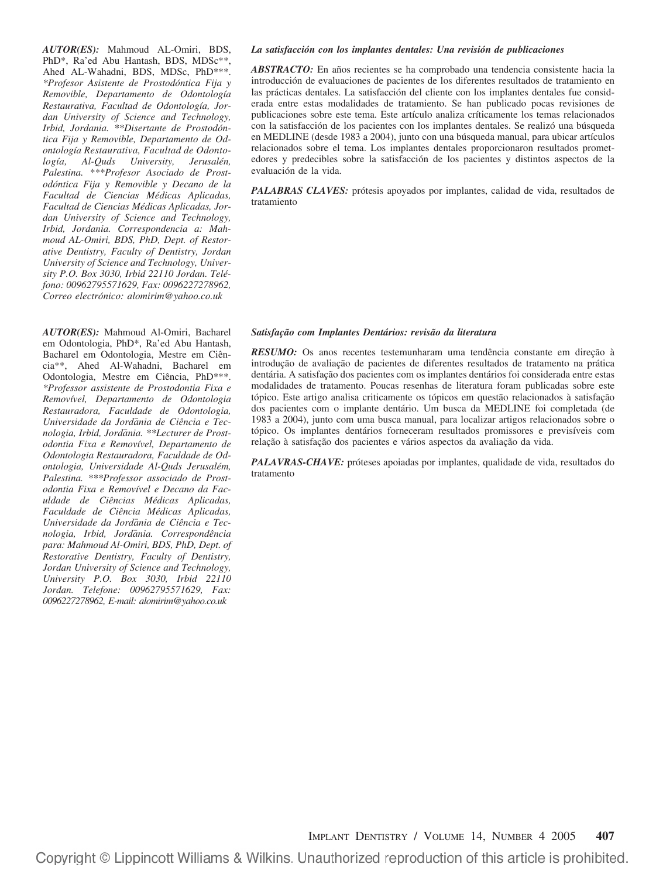*AUTOR(ES):* Mahmoud AL-Omiri, BDS, PhD*, Ra'ed Abu Hantash, BDS, MDSc**, Ahed AL-Wahadni, BDS, MDSc, PhD***. *\*Profesor Asistente de Prostodóntica Fija y Removible, Departamento de Odontología Restaurativa, Facultad de Odontología, Jordan University of Science and Technology, Irbid, Jordania. \*\*Disertante de Prostodóntica Fija y Removible, Departamento de Odontología Restaurativa, Facultad de Odontología, Al-Quds University, Jerusalén, Palestina. \*\*\*Profesor Asociado de Prostodóntica Fija y Removible y Decano de la Facultad de Ciencias Médicas Aplicadas, Facultad de Ciencias Médicas Aplicadas, Jordan University of Science and Technology, Irbid, Jordania. Correspondencia a: Mahmoud AL-Omiri, BDS, PhD, Dept. of Restorative Dentistry, Faculty of Dentistry, Jordan University of Science and Technology, University P.O. Box 3030, Irbid 22110 Jordan. Teléfono: 00962795571629, Fax: 0096227278962, Correo electrónico: alomirim@yahoo.co.uk*

***La satisfacción con los implantes dentales: Una revisión de publicaciones***

***ABSTRACTO:*** En años recientes se ha comprobado una tendencia consistente hacia la introducción de evaluaciones de pacientes de los diferentes resultados de tratamiento en las prácticas dentales. La satisfacción del cliente con los implantes dentales fue considerada entre estas modalidades de tratamiento. Se han publicado pocas revisiones de publicaciones sobre este tema. Este artículo analiza críticamente los temas relacionados con la satisfacción de los pacientes con los implantes dentales. Se realizó una búsqueda en MEDLINE (desde 1983 a 2004), junto con una búsqueda manual, para ubicar artículos relacionados sobre el tema. Los implantes dentales proporcionaron resultados prometedores y predecibles sobre la satisfacción de los pacientes y distintos aspectos de la evaluación de la vida.

***PALABRAS CLAVES:*** prótesis apoyados por implantes, calidad de vida, resultados de tratamiento

*AUTOR(ES):* Mahmoud Al-Omiri, Bacharel em Odontologia, PhD*, Ra'ed Abu Hantash, Bacharel em Odontologia, Mestre em Ciência**, Ahed Al-Wahadni, Bacharel em Odontologia, Mestre em Ciência, PhD***. *\*Professor assistente de Prostodontia Fixa e Removível, Departamento de Odontologia Restauradora, Faculdade de Odontologia, Universidade da Jordānia de Ciência e Tecnologia, Irbid, Jordānia. \*\*Lecturer de Prostodontia Fixa e Removível, Departamento de Odontologia Restauradora, Faculdade de Odontologia, Universidade Al-Quds Jerusalém, Palestina. \*\*\*Professor associado de Prostodontia Fixa e Removível e Decano da Faculdade de Ciências Médicas Aplicadas, Faculdade de Ciência Médicas Aplicadas, Universidade da Jordānia de Ciência e Tecnologia, Irbid, Jordānia. Correspondência para: Mahmoud Al-Omiri, BDS, PhD, Dept. of Restorative Dentistry, Faculty of Dentistry, Jordan University of Science and Technology, University P.O. Box 3030, Irbid 22110 Jordan. Telefone: 00962795571629, Fax: 0096227278962, E-mail: alomirim@yahoo.co.uk*

***Satisfação com Implantes Dentários: revisão da literatura***

***RESUMO:*** Os anos recentes testemunharam uma tendência constante em direção à introdução de avaliação de pacientes de diferentes resultados de tratamento na prática dentária. A satisfação dos pacientes com os implantes dentários foi considerada entre estas modalidades de tratamento. Poucas resenhas de literatura foram publicadas sobre este tópico. Este artigo analisa criticamente os tópicos em questão relacionados à satisfação dos pacientes com o implante dentário. Um busca da MEDLINE foi completada (de 1983 a 2004), junto com uma busca manual, para localizar artigos relacionados sobre o tópico. Os implantes dentários forneceram resultados promissores e previsíveis com relação à satisfação dos pacientes e vários aspectos da avaliação da vida.

***PALAVRAS-CHAVE:*** próteses apoiadas por implantes, qualidade de vida, resultados do tratamento

Copyright © Lippincott Williams & Wilkins. Unauthorized reproduction of this article is prohibited.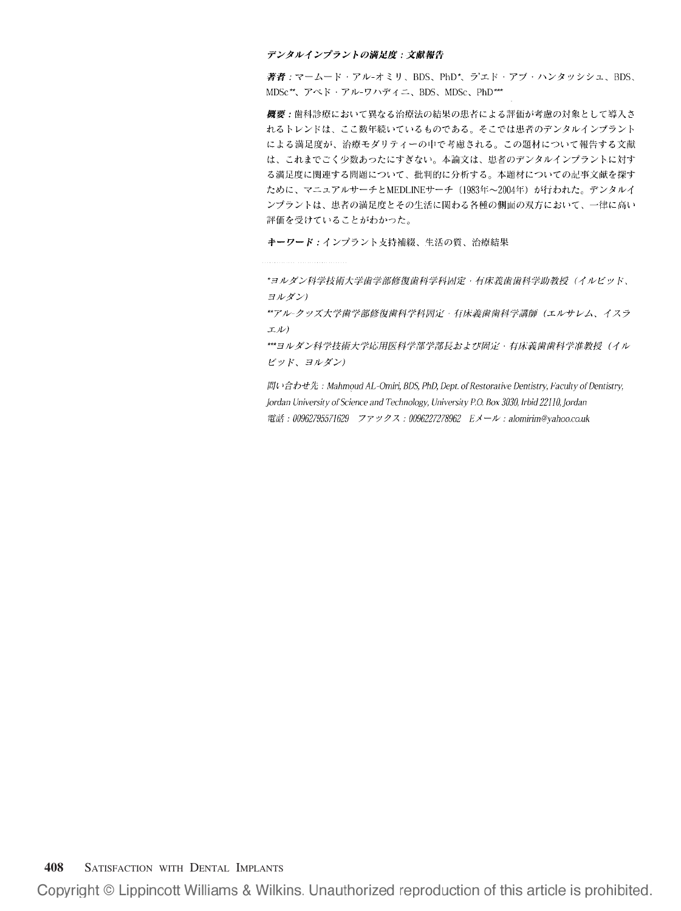***デンタルインプラントの満足度：文献報告***

***著者：*** マームード・アル-オミリ、BDS、PhD*、ラエド・アブ・ハンタッシュ、BDS、MDSc**、アベド・アル-ワハディニ、BDS、MDSc、PhD***

***概要：*** 歯科診療において異なる治療法の結果の患者による評価が考慮の対象として導入されるトレンドは、ここ数年続いているものである。そこでは患者のデンタルインプラントによる満足度が、治療モダリティーの中で考慮される。この題材について報告する文献は、これまでごく少数あったにすぎない。本論文は、患者のデンタルインプラントに対する満足度に関連する問題について、批判的に分析する。本題材についての記事文献を探すために、マニュアルサーチとMEDLINEサーチ（1983年～2004年）が行われた。デンタルインプラントは、患者の満足度とその生活に関わる各種の側面の双方において、一律に高い評価を受けていることがわかった。

***キーワード：*** インプラント支持補綴、生活の質、治療結果

*\*ヨルダン科学技術大学歯学部修復歯科学科固定・有床義歯歯科学助教授（イルビッド、ヨルダン）*

*\*\*アル-クッズ大学歯学部修復歯科学科固定・有床義歯歯科学講師（エルサレム、イスラエル）*

*\*\*\*ヨルダン科学技術大学応用医科学部学部長および固定・有床義歯歯科学准教授（イルビッド、ヨルダン）*

*問い合わせ先：Mahmoud AL-Omiri, BDS, PhD, Dept. of Restorative Dentistry, Faculty of Dentistry, Jordan University of Science and Technology, University P.O. Box 3030, Irbid 22110, Jordan*

*電話：00962795571629　ファックス：0096227278962　Eメール：alomirim@yahoo.co.uk*

Copyright © Lippincott Williams & Wilkins. Unauthorized reproduction of this article is prohibited.